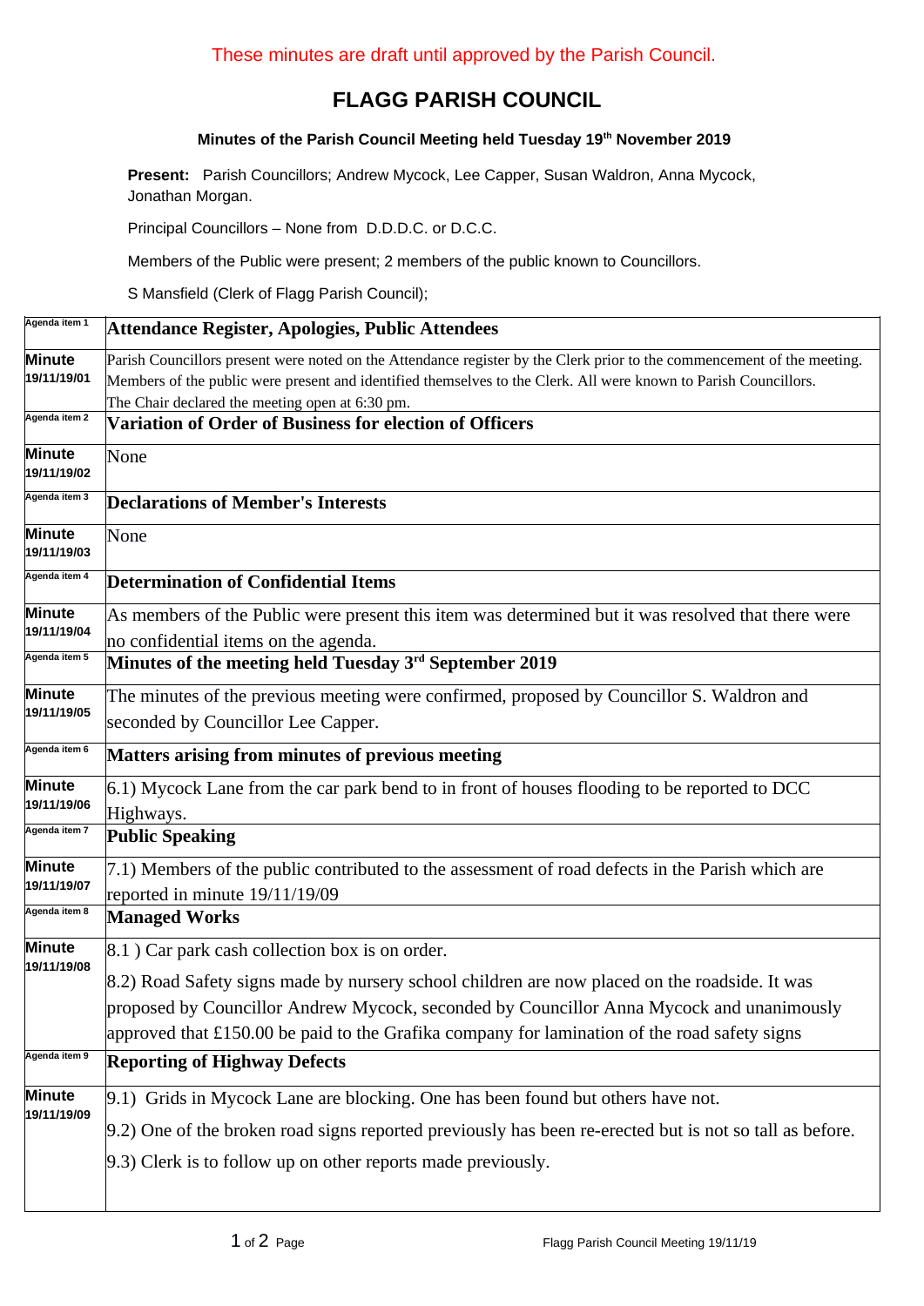These minutes are draft until approved by the Parish Council.

# FLAGG PARISH COUNCIL

### Minutes of the Parish Council Meeting held Tuesday 19th November 2019

**Present:** Parish Councillors; Andrew Mycock, Lee Capper, Susan Waldron, Anna Mycock, Jonathan Morgan.

Principal Councillors – None from D.D.D.C. or D.C.C.

Members of the Public were present; 2 members of the public known to Councillors.

S Mansfield (Clerk of Flagg Parish Council);

| | |
|---|---|
| Agenda item 1 | **Attendance Register, Apologies, Public Attendees** |
| **Minute 19/11/19/01** | Parish Councillors present were noted on the Attendance register by the Clerk prior to the commencement of the meeting. Members of the public were present and identified themselves to the Clerk. All were known to Parish Councillors. The Chair declared the meeting open at 6:30 pm. |
| Agenda item 2 | **Variation of Order of Business for election of Officers** |
| **Minute 19/11/19/02** | None |
| Agenda item 3 | **Declarations of Member's Interests** |
| **Minute 19/11/19/03** | None |
| Agenda item 4 | **Determination of Confidential Items** |
| **Minute 19/11/19/04** | As members of the Public were present this item was determined but it was resolved that there were no confidential items on the agenda. |
| Agenda item 5 | **Minutes of the meeting held Tuesday 3rd September 2019** |
| **Minute 19/11/19/05** | The minutes of the previous meeting were confirmed, proposed by Councillor S. Waldron and seconded by Councillor Lee Capper. |
| Agenda item 6 | **Matters arising from minutes of previous meeting** |
| **Minute 19/11/19/06** | 6.1) Mycock Lane from the car park bend to in front of houses flooding to be reported to DCC Highways. |
| Agenda item 7 | **Public Speaking** |
| **Minute 19/11/19/07** | 7.1) Members of the public contributed to the assessment of road defects in the Parish which are reported in minute 19/11/19/09 |
| Agenda item 8 | **Managed Works** |
| **Minute 19/11/19/08** | 8.1 ) Car park cash collection box is on order.<br><br>8.2) Road Safety signs made by nursery school children are now placed on the roadside. It was proposed by Councillor Andrew Mycock, seconded by Councillor Anna Mycock and unanimously approved that £150.00 be paid to the Grafika company for lamination of the road safety signs |
| Agenda item 9 | **Reporting of Highway Defects** |
| **Minute 19/11/19/09** | 9.1) Grids in Mycock Lane are blocking. One has been found but others have not.<br><br>9.2) One of the broken road signs reported previously has been re-erected but is not so tall as before.<br><br>9.3) Clerk is to follow up on other reports made previously. |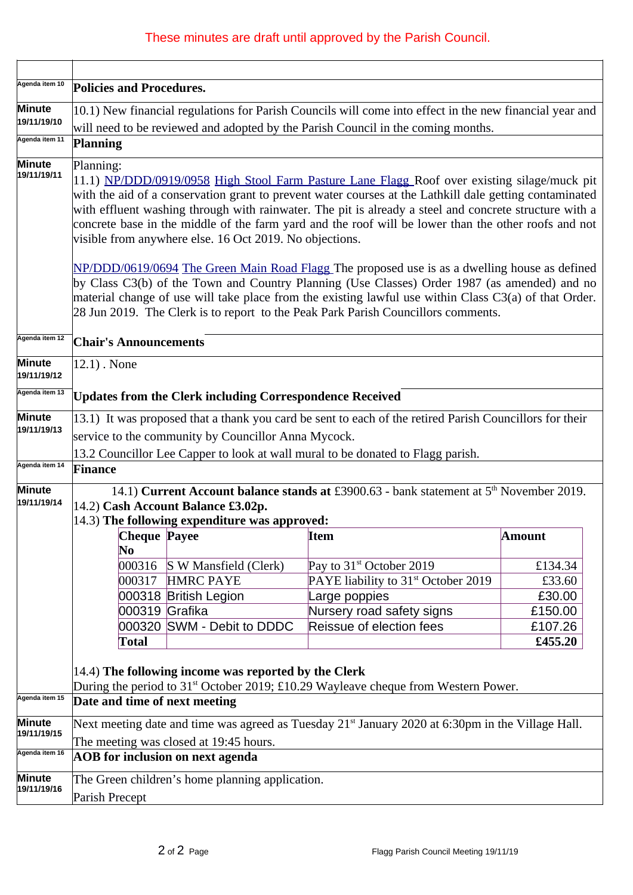These minutes are draft until approved by the Parish Council.

| | |
|---|---|
| Agenda item 10 | **Policies and Procedures.** |
| **Minute 19/11/19/10** | 10.1) New financial regulations for Parish Councils will come into effect in the new financial year and will need to be reviewed and adopted by the Parish Council in the coming months. |
| Agenda item 11 | **Planning** |
| **Minute 19/11/19/11** | Planning:<br>11.1) NP/DDD/0919/0958 High Stool Farm Pasture Lane Flagg Roof over existing silage/muck pit with the aid of a conservation grant to prevent water courses at the Lathkill dale getting contaminated with effluent washing through with rainwater. The pit is already a steel and concrete structure with a concrete base in the middle of the farm yard and the roof will be lower than the other roofs and not visible from anywhere else. 16 Oct 2019. No objections.<br><br>NP/DDD/0619/0694 The Green Main Road Flagg The proposed use is as a dwelling house as defined by Class C3(b) of the Town and Country Planning (Use Classes) Order 1987 (as amended) and no material change of use will take place from the existing lawful use within Class C3(a) of that Order. 28 Jun 2019. The Clerk is to report to the Peak Park Parish Councillors comments. |
| Agenda item 12 | **Chair's Announcements** |
| **Minute 19/11/19/12** | 12.1) . None |
| Agenda item 13 | **Updates from the Clerk including Correspondence Received** |
| **Minute 19/11/19/13** | 13.1) It was proposed that a thank you card be sent to each of the retired Parish Councillors for their service to the community by Councillor Anna Mycock.<br>13.2 Councillor Lee Capper to look at wall mural to be donated to Flagg parish. |
| Agenda item 14 | **Finance** |
| **Minute 19/11/19/14** | 14.1) **Current Account balance stands at** £3900.63 - bank statement at 5th November 2019.<br>14.2) **Cash Account Balance £3.02p.**<br>14.3) **The following expenditure was approved:** |

| Cheque No | Payee | Item | Amount |
|---|---|---|---|
| 000316 | S W Mansfield (Clerk) | Pay to 31st October 2019 | £134.34 |
| 000317 | HMRC PAYE | PAYE liability to 31st October 2019 | £33.60 |
| 000318 | British Legion | Large poppies | £30.00 |
| 000319 | Grafika | Nursery road safety signs | £150.00 |
| 000320 | SWM - Debit to DDDC | Reissue of election fees | £107.26 |
| **Total** | | | **£455.20** |

14.4) **The following income was reported by the Clerk**
During the period to 31st October 2019; £10.29 Wayleave cheque from Western Power.

| | |
|---|---|
| Agenda item 15 | **Date and time of next meeting** |
| **Minute 19/11/19/15** | Next meeting date and time was agreed as Tuesday 21st January 2020 at 6:30pm in the Village Hall.<br>The meeting was closed at 19:45 hours. |
| Agenda item 16 | **AOB for inclusion on next agenda** |
| **Minute 19/11/19/16** | The Green children's home planning application.<br>Parish Precept |